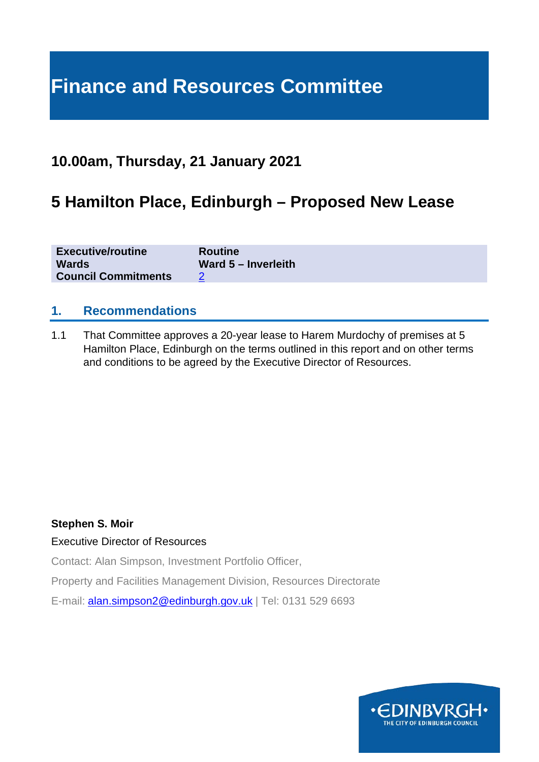# Finance and Resources Committee

## 10.00am, Thursday, 21 January 2021

## 5 Hamilton Place, Edinburgh – Proposed New Lease

| | |
|---|---|
| **Executive/routine** | **Routine** |
| **Wards** | **Ward 5 – Inverleith** |
| **Council Commitments** | 2 |

### 1. Recommendations

1.1 That Committee approves a 20-year lease to Harem Murdochy of premises at 5 Hamilton Place, Edinburgh on the terms outlined in this report and on other terms and conditions to be agreed by the Executive Director of Resources.

**Stephen S. Moir**

Executive Director of Resources

Contact: Alan Simpson, Investment Portfolio Officer,

Property and Facilities Management Division, Resources Directorate

E-mail: alan.simpson2@edinburgh.gov.uk | Tel: 0131 529 6693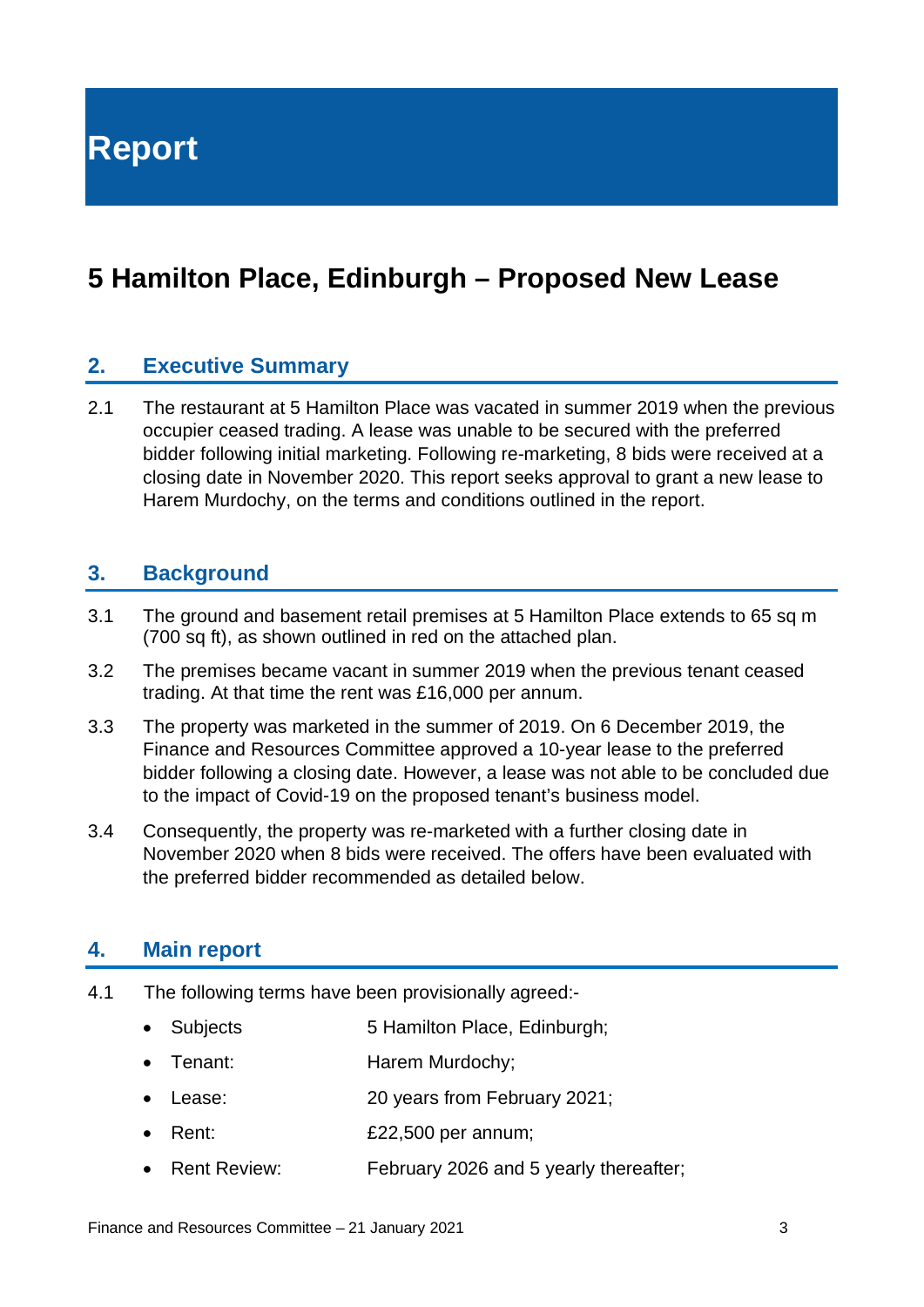# Report

## 5 Hamilton Place, Edinburgh – Proposed New Lease

### 2. Executive Summary

2.1 The restaurant at 5 Hamilton Place was vacated in summer 2019 when the previous occupier ceased trading. A lease was unable to be secured with the preferred bidder following initial marketing. Following re-marketing, 8 bids were received at a closing date in November 2020. This report seeks approval to grant a new lease to Harem Murdochy, on the terms and conditions outlined in the report.

### 3. Background

3.1 The ground and basement retail premises at 5 Hamilton Place extends to 65 sq m (700 sq ft), as shown outlined in red on the attached plan.

3.2 The premises became vacant in summer 2019 when the previous tenant ceased trading. At that time the rent was £16,000 per annum.

3.3 The property was marketed in the summer of 2019. On 6 December 2019, the Finance and Resources Committee approved a 10-year lease to the preferred bidder following a closing date. However, a lease was not able to be concluded due to the impact of Covid-19 on the proposed tenant's business model.

3.4 Consequently, the property was re-marketed with a further closing date in November 2020 when 8 bids were received. The offers have been evaluated with the preferred bidder recommended as detailed below.

### 4. Main report

4.1 The following terms have been provisionally agreed:-

- Subjects: 5 Hamilton Place, Edinburgh;
- Tenant: Harem Murdochy;
- Lease: 20 years from February 2021;
- Rent: £22,500 per annum;
- Rent Review: February 2026 and 5 yearly thereafter;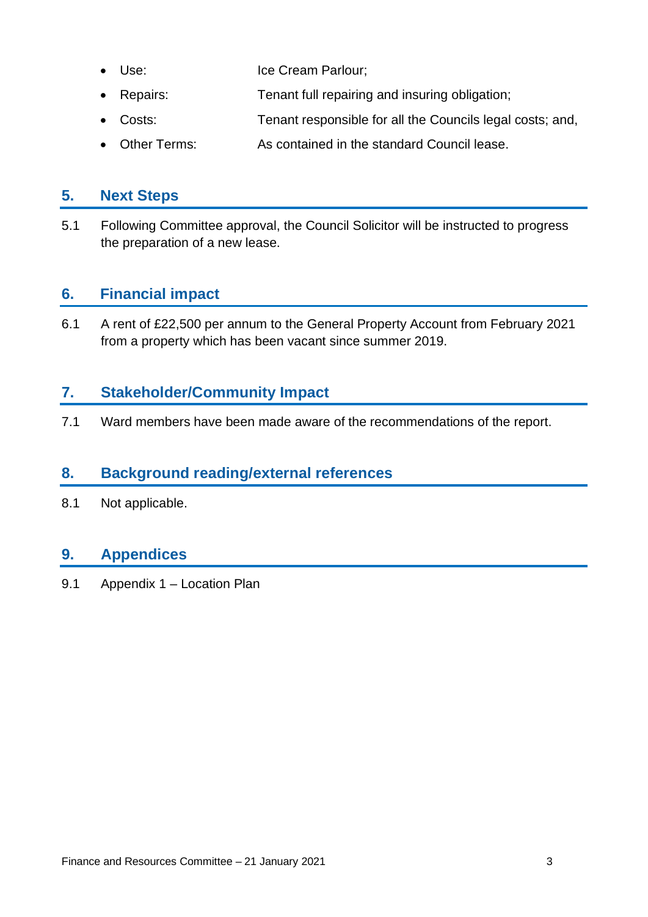- Use: Ice Cream Parlour;
- Repairs: Tenant full repairing and insuring obligation;
- Costs: Tenant responsible for all the Councils legal costs; and,
- Other Terms: As contained in the standard Council lease.

## 5. Next Steps

5.1 Following Committee approval, the Council Solicitor will be instructed to progress the preparation of a new lease.

## 6. Financial impact

6.1 A rent of £22,500 per annum to the General Property Account from February 2021 from a property which has been vacant since summer 2019.

## 7. Stakeholder/Community Impact

7.1 Ward members have been made aware of the recommendations of the report.

## 8. Background reading/external references

8.1 Not applicable.

## 9. Appendices

9.1 Appendix 1 – Location Plan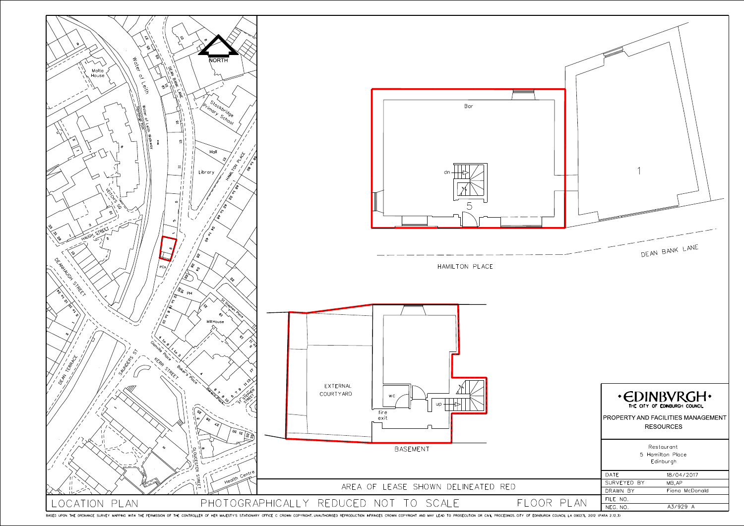LOCATION PLAN

NORTH

Water of Leith

Water of Leith Walkway

Dean Bank Lane

Stockbridge Primary School

Hall

Library

Hamilton Place

Malta House

Veitch's Sq

Haugh Street

Deanhaugh Street

PCs

PH

St Stephen Place

Mill House

Gorville Place

Kerr Street

Baker's Place

St Stephen Street

Saunders St

Dean Terrace

Gloucester Street

Health Centre

Bar

dn

5

1

DEAN BANK LANE

HAMILTON PLACE

EXTERNAL COURTYARD

WC

fire exit

up

BASEMENT

AREA OF LEASE SHOWN DELINEATED RED

PHOTOGRAPHICALLY REDUCED NOT TO SCALE

FLOOR PLAN

·EDINBVRGH·
THE CITY OF EDINBURGH COUNCIL

PROPERTY AND FACILITIES MANAGEMENT
RESOURCES

Restaurant
5 Hamilton Place
Edinburgh

| | |
|---|---|
| DATE | 18/04/2017 |
| SURVEYED BY | MB,AP |
| DRAWN BY | Fiona McDonald |
| FILE NO. | |
| NEG. NO. | A3/929 A |

BASED UPON THE ORDNANCE SURVEY MAPPING WITH THE PERMISSION OF THE CONTROLLER OF HER MAJESTY'S STATIONARY OFFICE C CROWN COPYRIGHT. UNAUTHORISED REPRODUCTION INFRINGES CROWN COPYRIGHT AND MAY LEAD TO PROSECUTION OR CIVIL PROCEEDINGS. CITY OF EDINBURGH COUNCIL LA 09027L 2012 (PARA 2.12.3)